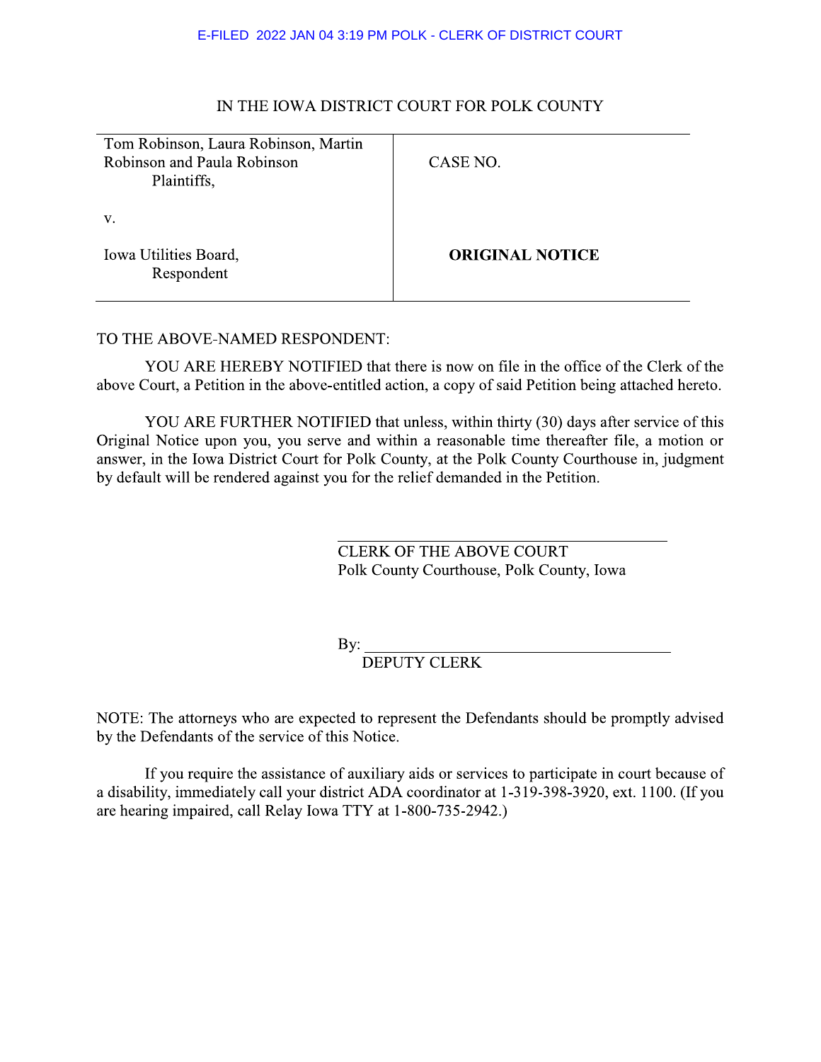E-FILED 2022 JAN 04 3:19 PM POLK - CLERK OF DISTRICT COURT

IN THE IOWA DISTRICT COURT FOR POLK COUNTY

| | |
|---|---|
| Tom Robinson, Laura Robinson, Martin Robinson and Paula Robinson<br>Plaintiffs, | CASE NO. |
| v. | |
| Iowa Utilities Board,<br>Respondent | **ORIGINAL NOTICE** |

TO THE ABOVE-NAMED RESPONDENT:

YOU ARE HEREBY NOTIFIED that there is now on file in the office of the Clerk of the above Court, a Petition in the above-entitled action, a copy of said Petition being attached hereto.

YOU ARE FURTHER NOTIFIED that unless, within thirty (30) days after service of this Original Notice upon you, you serve and within a reasonable time thereafter file, a motion or answer, in the Iowa District Court for Polk County, at the Polk County Courthouse in, judgment by default will be rendered against you for the relief demanded in the Petition.

\_\_\_\_\_\_\_\_\_\_\_\_\_\_\_\_\_\_\_\_\_\_\_\_\_\_\_\_\_\_\_\_\_\_\_\_\_\_\_\_
CLERK OF THE ABOVE COURT
Polk County Courthouse, Polk County, Iowa

By: \_\_\_\_\_\_\_\_\_\_\_\_\_\_\_\_\_\_\_\_\_\_\_\_\_\_\_\_\_\_\_\_\_\_\_\_\_\_\_\_
DEPUTY CLERK

NOTE: The attorneys who are expected to represent the Defendants should be promptly advised by the Defendants of the service of this Notice.

If you require the assistance of auxiliary aids or services to participate in court because of a disability, immediately call your district ADA coordinator at 1-319-398-3920, ext. 1100. (If you are hearing impaired, call Relay Iowa TTY at 1-800-735-2942.)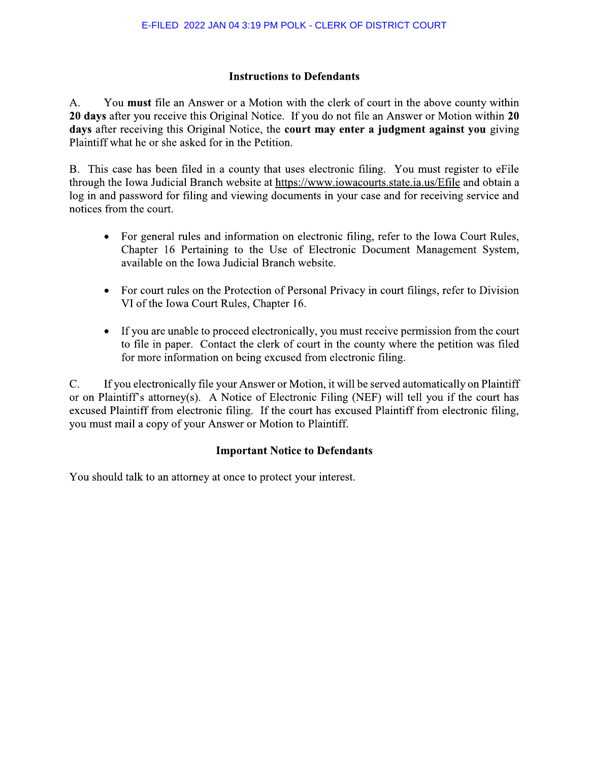## Instructions to Defendants

A. You **must** file an Answer or a Motion with the clerk of court in the above county within **20 days** after you receive this Original Notice. If you do not file an Answer or Motion within **20 days** after receiving this Original Notice, the **court may enter a judgment against you** giving Plaintiff what he or she asked for in the Petition.

B. This case has been filed in a county that uses electronic filing. You must register to eFile through the Iowa Judicial Branch website at https://www.iowacourts.state.ia.us/Efile and obtain a log in and password for filing and viewing documents in your case and for receiving service and notices from the court.

- For general rules and information on electronic filing, refer to the Iowa Court Rules, Chapter 16 Pertaining to the Use of Electronic Document Management System, available on the Iowa Judicial Branch website.
- For court rules on the Protection of Personal Privacy in court filings, refer to Division VI of the Iowa Court Rules, Chapter 16.
- If you are unable to proceed electronically, you must receive permission from the court to file in paper. Contact the clerk of court in the county where the petition was filed for more information on being excused from electronic filing.

C. If you electronically file your Answer or Motion, it will be served automatically on Plaintiff or on Plaintiff's attorney(s). A Notice of Electronic Filing (NEF) will tell you if the court has excused Plaintiff from electronic filing. If the court has excused Plaintiff from electronic filing, you must mail a copy of your Answer or Motion to Plaintiff.

## Important Notice to Defendants

You should talk to an attorney at once to protect your interest.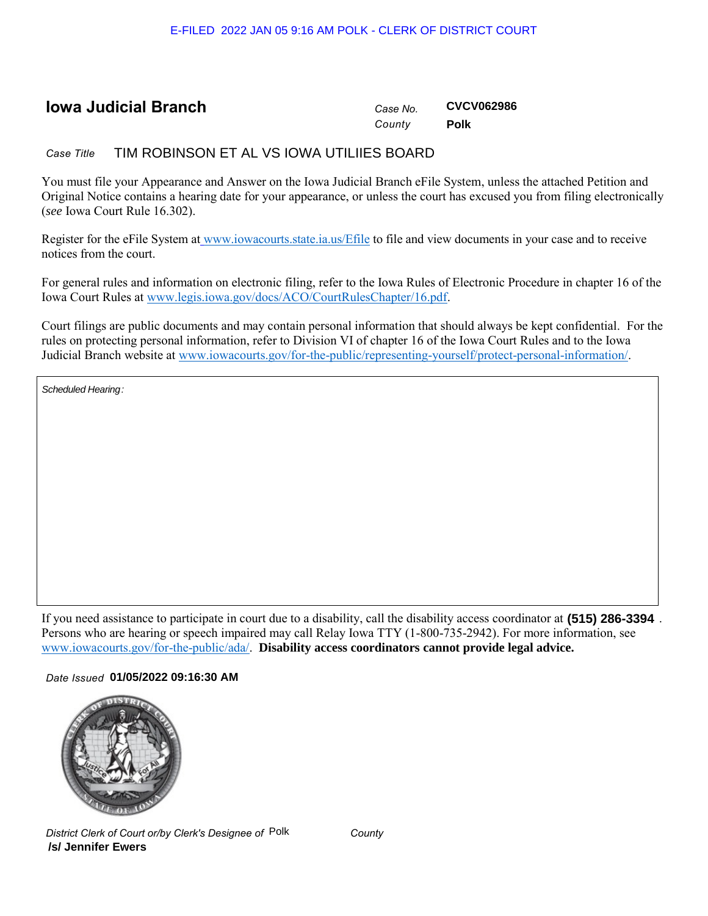E-FILED 2022 JAN 05 9:16 AM POLK - CLERK OF DISTRICT COURT

## Iowa Judicial Branch

*Case No.* **CVCV062986**
*County* **Polk**

*Case Title* TIM ROBINSON ET AL VS IOWA UTILIIES BOARD

You must file your Appearance and Answer on the Iowa Judicial Branch eFile System, unless the attached Petition and Original Notice contains a hearing date for your appearance, or unless the court has excused you from filing electronically (*see* Iowa Court Rule 16.302).

Register for the eFile System at www.iowacourts.state.ia.us/Efile to file and view documents in your case and to receive notices from the court.

For general rules and information on electronic filing, refer to the Iowa Rules of Electronic Procedure in chapter 16 of the Iowa Court Rules at www.legis.iowa.gov/docs/ACO/CourtRulesChapter/16.pdf.

Court filings are public documents and may contain personal information that should always be kept confidential. For the rules on protecting personal information, refer to Division VI of chapter 16 of the Iowa Court Rules and to the Iowa Judicial Branch website at www.iowacourts.gov/for-the-public/representing-yourself/protect-personal-information/.

*Scheduled Hearing:*

If you need assistance to participate in court due to a disability, call the disability access coordinator at **(515) 286-3394** . Persons who are hearing or speech impaired may call Relay Iowa TTY (1-800-735-2942). For more information, see www.iowacourts.gov/for-the-public/ada/. **Disability access coordinators cannot provide legal advice.**

*Date Issued* **01/05/2022 09:16:30 AM**

*District Clerk of Court or/by Clerk's Designee of* Polk *County*
**/s/ Jennifer Ewers**